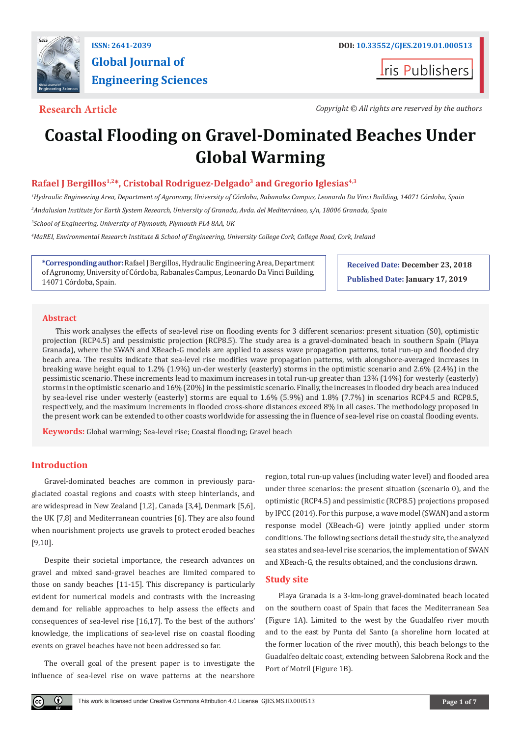ISSN: 2641-2039

**Global Journal of Engineering Sciences**

DOI: 10.33552/GJES.2019.01.000513

Iris Publishers

**Research Article**

*Copyright © All rights are reserved by the authors*

# Coastal Flooding on Gravel-Dominated Beaches Under Global Warming

**Rafael J Bergillos[1,2]*, Cristobal Rodriguez-Delgado[3] and Gregorio Iglesias[4,3]**

[1]*Hydraulic Engineering Area, Department of Agronomy, University of Córdoba, Rabanales Campus, Leonardo Da Vinci Building, 14071 Córdoba, Spain*

[2]*Andalusian Institute for Earth System Research, University of Granada, Avda. del Mediterráneo, s/n, 18006 Granada, Spain*

[3]*School of Engineering, University of Plymouth, Plymouth PL4 8AA, UK*

[4]*MaREI, Environmental Research Institute & School of Engineering, University College Cork, College Road, Cork, Ireland*

**\*Corresponding author:** Rafael J Bergillos, Hydraulic Engineering Area, Department of Agronomy, University of Córdoba, Rabanales Campus, Leonardo Da Vinci Building, 14071 Córdoba, Spain.

**Received Date: December 23, 2018**

**Published Date: January 17, 2019**

## Abstract

This work analyses the effects of sea-level rise on flooding events for 3 different scenarios: present situation (S0), optimistic projection (RCP4.5) and pessimistic projection (RCP8.5). The study area is a gravel-dominated beach in southern Spain (Playa Granada), where the SWAN and XBeach-G models are applied to assess wave propagation patterns, total run-up and flooded dry beach area. The results indicate that sea-level rise modifies wave propagation patterns, with alongshore-averaged increases in breaking wave height equal to 1.2% (1.9%) un-der westerly (easterly) storms in the optimistic scenario and 2.6% (2.4%) in the pessimistic scenario. These increments lead to maximum increases in total run-up greater than 13% (14%) for westerly (easterly) storms in the optimistic scenario and 16% (20%) in the pessimistic scenario. Finally, the increases in flooded dry beach area induced by sea-level rise under westerly (easterly) storms are equal to 1.6% (5.9%) and 1.8% (7.7%) in scenarios RCP4.5 and RCP8.5, respectively, and the maximum increments in flooded cross-shore distances exceed 8% in all cases. The methodology proposed in the present work can be extended to other coasts worldwide for assessing the in fluence of sea-level rise on coastal flooding events.

**Keywords:** Global warming; Sea-level rise; Coastal flooding; Gravel beach

## Introduction

Gravel-dominated beaches are common in previously para-glaciated coastal regions and coasts with steep hinterlands, and are widespread in New Zealand [1,2], Canada [3,4], Denmark [5,6], the UK [7,8] and Mediterranean countries [6]. They are also found when nourishment projects use gravels to protect eroded beaches [9,10].

Despite their societal importance, the research advances on gravel and mixed sand-gravel beaches are limited compared to those on sandy beaches [11-15]. This discrepancy is particularly evident for numerical models and contrasts with the increasing demand for reliable approaches to help assess the effects and consequences of sea-level rise [16,17]. To the best of the authors' knowledge, the implications of sea-level rise on coastal flooding events on gravel beaches have not been addressed so far.

The overall goal of the present paper is to investigate the influence of sea-level rise on wave patterns at the nearshore region, total run-up values (including water level) and flooded area under three scenarios: the present situation (scenario 0), and the optimistic (RCP4.5) and pessimistic (RCP8.5) projections proposed by IPCC (2014). For this purpose, a wave model (SWAN) and a storm response model (XBeach-G) were jointly applied under storm conditions. The following sections detail the study site, the analyzed sea states and sea-level rise scenarios, the implementation of SWAN and XBeach-G, the results obtained, and the conclusions drawn.

## Study site

Playa Granada is a 3-km-long gravel-dominated beach located on the southern coast of Spain that faces the Mediterranean Sea (Figure 1A). Limited to the west by the Guadalfeo river mouth and to the east by Punta del Santo (a shoreline horn located at the former location of the river mouth), this beach belongs to the Guadalfeo deltaic coast, extending between Salobrena Rock and the Port of Motril (Figure 1B).

This work is licensed under Creative Commons Attribution 4.0 License GJES.MS.ID.000513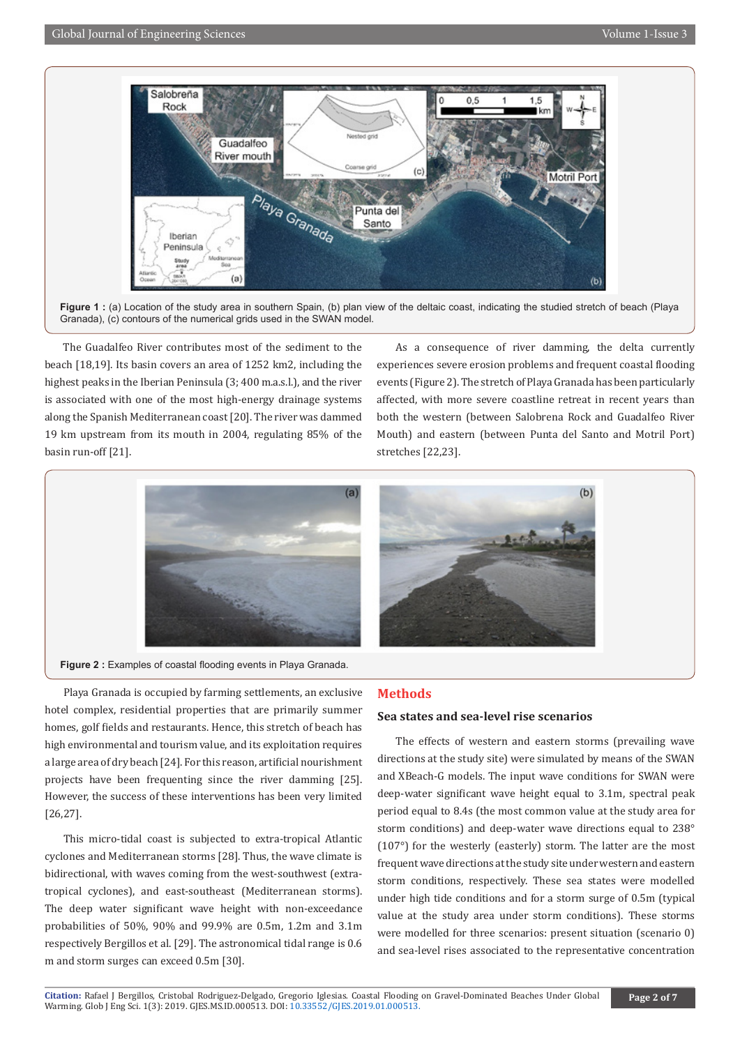**Figure 1 :** (a) Location of the study area in southern Spain, (b) plan view of the deltaic coast, indicating the studied stretch of beach (Playa Granada), (c) contours of the numerical grids used in the SWAN model.

The Guadalfeo River contributes most of the sediment to the beach [18,19]. Its basin covers an area of 1252 km2, including the highest peaks in the Iberian Peninsula (3; 400 m.a.s.l.), and the river is associated with one of the most high-energy drainage systems along the Spanish Mediterranean coast [20]. The river was dammed 19 km upstream from its mouth in 2004, regulating 85% of the basin run-off [21].

As a consequence of river damming, the delta currently experiences severe erosion problems and frequent coastal flooding events (Figure 2). The stretch of Playa Granada has been particularly affected, with more severe coastline retreat in recent years than both the western (between Salobrena Rock and Guadalfeo River Mouth) and eastern (between Punta del Santo and Motril Port) stretches [22,23].

**Figure 2 :** Examples of coastal flooding events in Playa Granada.

Playa Granada is occupied by farming settlements, an exclusive hotel complex, residential properties that are primarily summer homes, golf fields and restaurants. Hence, this stretch of beach has high environmental and tourism value, and its exploitation requires a large area of dry beach [24]. For this reason, artificial nourishment projects have been frequenting since the river damming [25]. However, the success of these interventions has been very limited [26,27].

This micro-tidal coast is subjected to extra-tropical Atlantic cyclones and Mediterranean storms [28]. Thus, the wave climate is bidirectional, with waves coming from the west-southwest (extra-tropical cyclones), and east-southeast (Mediterranean storms). The deep water significant wave height with non-exceedance probabilities of 50%, 90% and 99.9% are 0.5m, 1.2m and 3.1m respectively Bergillos et al. [29]. The astronomical tidal range is 0.6 m and storm surges can exceed 0.5m [30].

## Methods

### Sea states and sea-level rise scenarios

The effects of western and eastern storms (prevailing wave directions at the study site) were simulated by means of the SWAN and XBeach-G models. The input wave conditions for SWAN were deep-water significant wave height equal to 3.1m, spectral peak period equal to 8.4s (the most common value at the study area for storm conditions) and deep-water wave directions equal to 238° (107°) for the westerly (easterly) storm. The latter are the most frequent wave directions at the study site under western and eastern storm conditions, respectively. These sea states were modelled under high tide conditions and for a storm surge of 0.5m (typical value at the study area under storm conditions). These storms were modelled for three scenarios: present situation (scenario 0) and sea-level rises associated to the representative concentration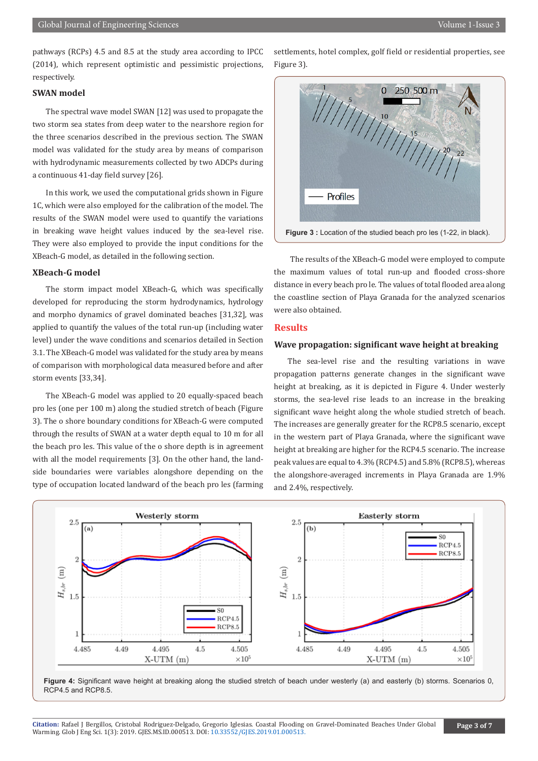pathways (RCPs) 4.5 and 8.5 at the study area according to IPCC (2014), which represent optimistic and pessimistic projections, respectively.

### SWAN model

The spectral wave model SWAN [12] was used to propagate the two storm sea states from deep water to the nearshore region for the three scenarios described in the previous section. The SWAN model was validated for the study area by means of comparison with hydrodynamic measurements collected by two ADCPs during a continuous 41-day field survey [26].

In this work, we used the computational grids shown in Figure 1C, which were also employed for the calibration of the model. The results of the SWAN model were used to quantify the variations in breaking wave height values induced by the sea-level rise. They were also employed to provide the input conditions for the XBeach-G model, as detailed in the following section.

### XBeach-G model

The storm impact model XBeach-G, which was specifically developed for reproducing the storm hydrodynamics, hydrology and morpho dynamics of gravel dominated beaches [31,32], was applied to quantify the values of the total run-up (including water level) under the wave conditions and scenarios detailed in Section 3.1. The XBeach-G model was validated for the study area by means of comparison with morphological data measured before and after storm events [33,34].

The XBeach-G model was applied to 20 equally-spaced beach pro les (one per 100 m) along the studied stretch of beach (Figure 3). The o shore boundary conditions for XBeach-G were computed through the results of SWAN at a water depth equal to 10 m for all the beach pro les. This value of the o shore depth is in agreement with all the model requirements [3]. On the other hand, the land-side boundaries were variables alongshore depending on the type of occupation located landward of the beach pro les (farming settlements, hotel complex, golf field or residential properties, see Figure 3).

**Figure 3 :** Location of the studied beach pro les (1-22, in black).

The results of the XBeach-G model were employed to compute the maximum values of total run-up and flooded cross-shore distance in every beach pro le. The values of total flooded area along the coastline section of Playa Granada for the analyzed scenarios were also obtained.

## Results

### Wave propagation: significant wave height at breaking

The sea-level rise and the resulting variations in wave propagation patterns generate changes in the significant wave height at breaking, as it is depicted in Figure 4. Under westerly storms, the sea-level rise leads to an increase in the breaking significant wave height along the whole studied stretch of beach. The increases are generally greater for the RCP8.5 scenario, except in the western part of Playa Granada, where the significant wave height at breaking are higher for the RCP4.5 scenario. The increase peak values are equal to 4.3% (RCP4.5) and 5.8% (RCP8.5), whereas the alongshore-averaged increments in Playa Granada are 1.9% and 2.4%, respectively.

**Figure 4:** Significant wave height at breaking along the studied stretch of beach under westerly (a) and easterly (b) storms. Scenarios 0, RCP4.5 and RCP8.5.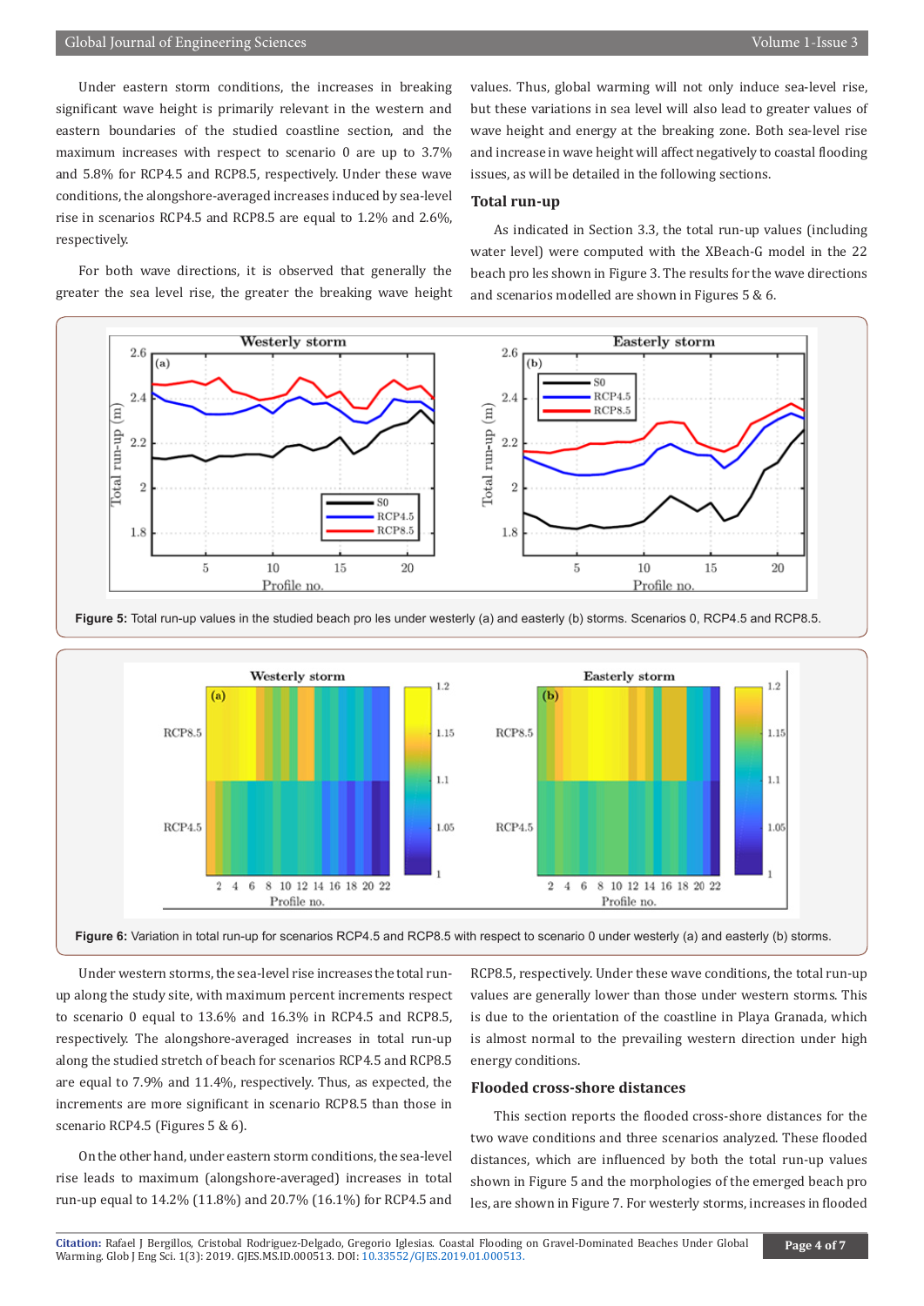Under eastern storm conditions, the increases in breaking significant wave height is primarily relevant in the western and eastern boundaries of the studied coastline section, and the maximum increases with respect to scenario 0 are up to 3.7% and 5.8% for RCP4.5 and RCP8.5, respectively. Under these wave conditions, the alongshore-averaged increases induced by sea-level rise in scenarios RCP4.5 and RCP8.5 are equal to 1.2% and 2.6%, respectively.

For both wave directions, it is observed that generally the greater the sea level rise, the greater the breaking wave height values. Thus, global warming will not only induce sea-level rise, but these variations in sea level will also lead to greater values of wave height and energy at the breaking zone. Both sea-level rise and increase in wave height will affect negatively to coastal flooding issues, as will be detailed in the following sections.

### Total run-up

As indicated in Section 3.3, the total run-up values (including water level) were computed with the XBeach-G model in the 22 beach pro les shown in Figure 3. The results for the wave directions and scenarios modelled are shown in Figures 5 & 6.

**Figure 5:** Total run-up values in the studied beach pro les under westerly (a) and easterly (b) storms. Scenarios 0, RCP4.5 and RCP8.5.

**Figure 6:** Variation in total run-up for scenarios RCP4.5 and RCP8.5 with respect to scenario 0 under westerly (a) and easterly (b) storms.

Under western storms, the sea-level rise increases the total run-up along the study site, with maximum percent increments respect to scenario 0 equal to 13.6% and 16.3% in RCP4.5 and RCP8.5, respectively. The alongshore-averaged increases in total run-up along the studied stretch of beach for scenarios RCP4.5 and RCP8.5 are equal to 7.9% and 11.4%, respectively. Thus, as expected, the increments are more significant in scenario RCP8.5 than those in scenario RCP4.5 (Figures 5 & 6).

On the other hand, under eastern storm conditions, the sea-level rise leads to maximum (alongshore-averaged) increases in total run-up equal to 14.2% (11.8%) and 20.7% (16.1%) for RCP4.5 and RCP8.5, respectively. Under these wave conditions, the total run-up values are generally lower than those under western storms. This is due to the orientation of the coastline in Playa Granada, which is almost normal to the prevailing western direction under high energy conditions.

### Flooded cross-shore distances

This section reports the flooded cross-shore distances for the two wave conditions and three scenarios analyzed. These flooded distances, which are influenced by both the total run-up values shown in Figure 5 and the morphologies of the emerged beach pro les, are shown in Figure 7. For westerly storms, increases in flooded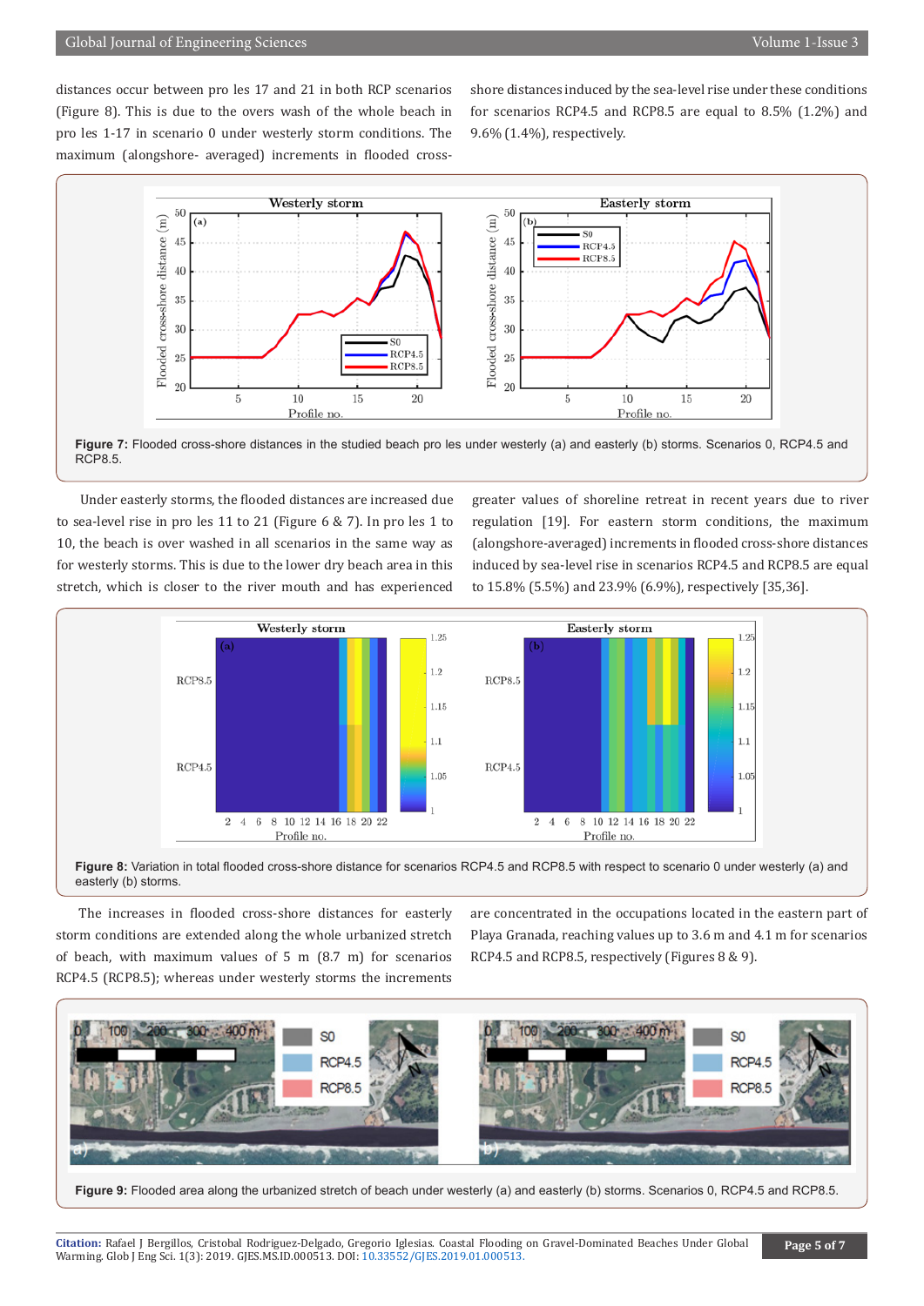distances occur between pro les 17 and 21 in both RCP scenarios (Figure 8). This is due to the overs wash of the whole beach in pro les 1-17 in scenario 0 under westerly storm conditions. The maximum (alongshore- averaged) increments in flooded cross-shore distances induced by the sea-level rise under these conditions for scenarios RCP4.5 and RCP8.5 are equal to 8.5% (1.2%) and 9.6% (1.4%), respectively.

**Figure 7:** Flooded cross-shore distances in the studied beach pro les under westerly (a) and easterly (b) storms. Scenarios 0, RCP4.5 and RCP8.5.

Under easterly storms, the flooded distances are increased due to sea-level rise in pro les 11 to 21 (Figure 6 & 7). In pro les 1 to 10, the beach is over washed in all scenarios in the same way as for westerly storms. This is due to the lower dry beach area in this stretch, which is closer to the river mouth and has experienced greater values of shoreline retreat in recent years due to river regulation [19]. For eastern storm conditions, the maximum (alongshore-averaged) increments in flooded cross-shore distances induced by sea-level rise in scenarios RCP4.5 and RCP8.5 are equal to 15.8% (5.5%) and 23.9% (6.9%), respectively [35,36].

**Figure 8:** Variation in total flooded cross-shore distance for scenarios RCP4.5 and RCP8.5 with respect to scenario 0 under westerly (a) and easterly (b) storms.

The increases in flooded cross-shore distances for easterly storm conditions are extended along the whole urbanized stretch of beach, with maximum values of 5 m (8.7 m) for scenarios RCP4.5 (RCP8.5); whereas under westerly storms the increments are concentrated in the occupations located in the eastern part of Playa Granada, reaching values up to 3.6 m and 4.1 m for scenarios RCP4.5 and RCP8.5, respectively (Figures 8 & 9).

**Figure 9:** Flooded area along the urbanized stretch of beach under westerly (a) and easterly (b) storms. Scenarios 0, RCP4.5 and RCP8.5.

**Citation:** Rafael J Bergillos, Cristobal Rodriguez-Delgado, Gregorio Iglesias. Coastal Flooding on Gravel-Dominated Beaches Under Global Warming. Glob J Eng Sci. 1(3): 2019. GJES.MS.ID.000513. DOI: 10.33552/GJES.2019.01.000513.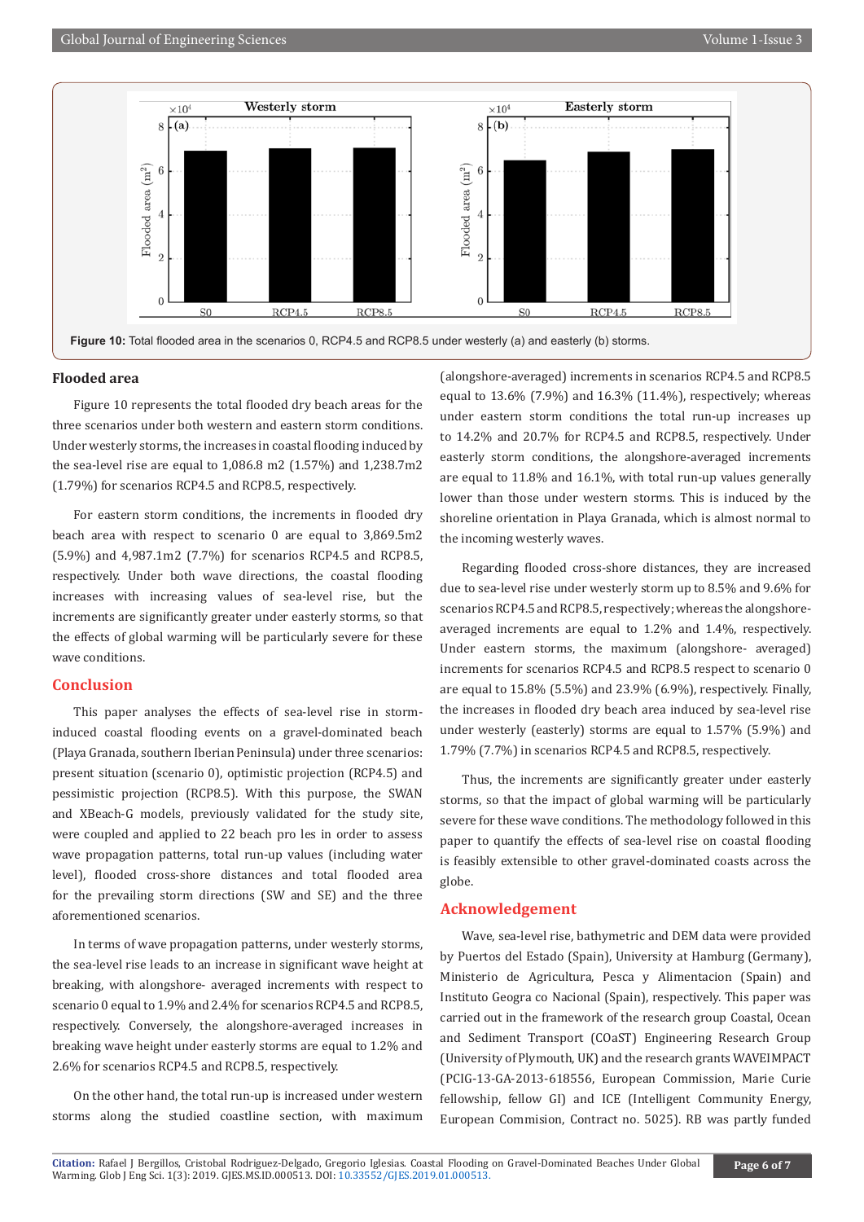Figure 10: Total flooded area in the scenarios 0, RCP4.5 and RCP8.5 under westerly (a) and easterly (b) storms.

## Flooded area

Figure 10 represents the total flooded dry beach areas for the three scenarios under both western and eastern storm conditions. Under westerly storms, the increases in coastal flooding induced by the sea-level rise are equal to 1,086.8 m2 (1.57%) and 1,238.7m2 (1.79%) for scenarios RCP4.5 and RCP8.5, respectively.

For eastern storm conditions, the increments in flooded dry beach area with respect to scenario 0 are equal to 3,869.5m2 (5.9%) and 4,987.1m2 (7.7%) for scenarios RCP4.5 and RCP8.5, respectively. Under both wave directions, the coastal flooding increases with increasing values of sea-level rise, but the increments are significantly greater under easterly storms, so that the effects of global warming will be particularly severe for these wave conditions.

## Conclusion

This paper analyses the effects of sea-level rise in storm-induced coastal flooding events on a gravel-dominated beach (Playa Granada, southern Iberian Peninsula) under three scenarios: present situation (scenario 0), optimistic projection (RCP4.5) and pessimistic projection (RCP8.5). With this purpose, the SWAN and XBeach-G models, previously validated for the study site, were coupled and applied to 22 beach pro les in order to assess wave propagation patterns, total run-up values (including water level), flooded cross-shore distances and total flooded area for the prevailing storm directions (SW and SE) and the three aforementioned scenarios.

In terms of wave propagation patterns, under westerly storms, the sea-level rise leads to an increase in significant wave height at breaking, with alongshore- averaged increments with respect to scenario 0 equal to 1.9% and 2.4% for scenarios RCP4.5 and RCP8.5, respectively. Conversely, the alongshore-averaged increases in breaking wave height under easterly storms are equal to 1.2% and 2.6% for scenarios RCP4.5 and RCP8.5, respectively.

On the other hand, the total run-up is increased under western storms along the studied coastline section, with maximum (alongshore-averaged) increments in scenarios RCP4.5 and RCP8.5 equal to 13.6% (7.9%) and 16.3% (11.4%), respectively; whereas under eastern storm conditions the total run-up increases up to 14.2% and 20.7% for RCP4.5 and RCP8.5, respectively. Under easterly storm conditions, the alongshore-averaged increments are equal to 11.8% and 16.1%, with total run-up values generally lower than those under western storms. This is induced by the shoreline orientation in Playa Granada, which is almost normal to the incoming westerly waves.

Regarding flooded cross-shore distances, they are increased due to sea-level rise under westerly storm up to 8.5% and 9.6% for scenarios RCP4.5 and RCP8.5, respectively; whereas the alongshore-averaged increments are equal to 1.2% and 1.4%, respectively. Under eastern storms, the maximum (alongshore- averaged) increments for scenarios RCP4.5 and RCP8.5 respect to scenario 0 are equal to 15.8% (5.5%) and 23.9% (6.9%), respectively. Finally, the increases in flooded dry beach area induced by sea-level rise under westerly (easterly) storms are equal to 1.57% (5.9%) and 1.79% (7.7%) in scenarios RCP4.5 and RCP8.5, respectively.

Thus, the increments are significantly greater under easterly storms, so that the impact of global warming will be particularly severe for these wave conditions. The methodology followed in this paper to quantify the effects of sea-level rise on coastal flooding is feasibly extensible to other gravel-dominated coasts across the globe.

## Acknowledgement

Wave, sea-level rise, bathymetric and DEM data were provided by Puertos del Estado (Spain), University at Hamburg (Germany), Ministerio de Agricultura, Pesca y Alimentacion (Spain) and Instituto Geogra co Nacional (Spain), respectively. This paper was carried out in the framework of the research group Coastal, Ocean and Sediment Transport (COaST) Engineering Research Group (University of Plymouth, UK) and the research grants WAVEIMPACT (PCIG-13-GA-2013-618556, European Commission, Marie Curie fellowship, fellow GI) and ICE (Intelligent Community Energy, European Commision, Contract no. 5025). RB was partly funded

**Citation:** Rafael J Bergillos, Cristobal Rodriguez-Delgado, Gregorio Iglesias. Coastal Flooding on Gravel-Dominated Beaches Under Global Warming. Glob J Eng Sci. 1(3): 2019. GJES.MS.ID.000513. DOI: 10.33552/GJES.2019.01.000513.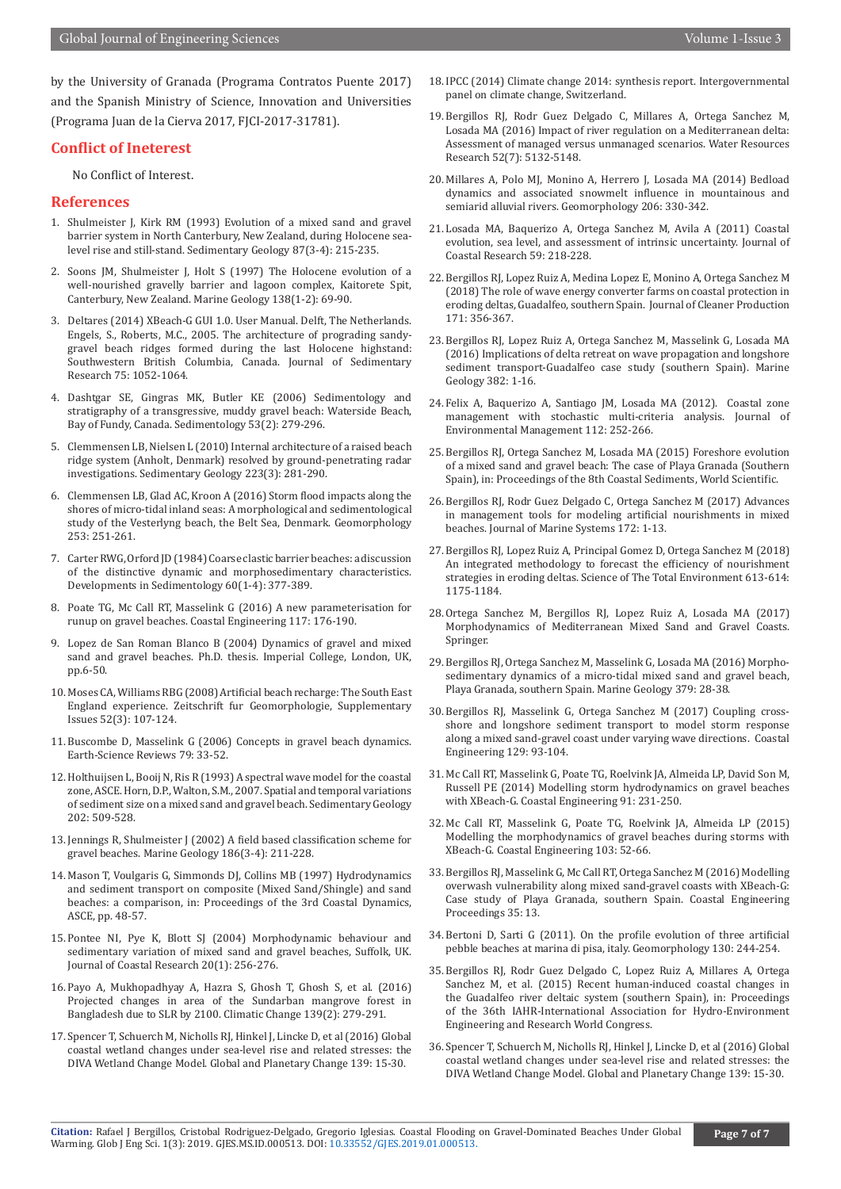by the University of Granada (Programa Contratos Puente 2017) and the Spanish Ministry of Science, Innovation and Universities (Programa Juan de la Cierva 2017, FJCI-2017-31781).

## Conflict of Ineterest

No Conflict of Interest.

## References

1. Shulmeister J, Kirk RM (1993) Evolution of a mixed sand and gravel barrier system in North Canterbury, New Zealand, during Holocene sea-level rise and still-stand. Sedimentary Geology 87(3-4): 215-235.
2. Soons JM, Shulmeister J, Holt S (1997) The Holocene evolution of a well-nourished gravelly barrier and lagoon complex, Kaitorete Spit, Canterbury, New Zealand. Marine Geology 138(1-2): 69-90.
3. Deltares (2014) XBeach-G GUI 1.0. User Manual. Delft, The Netherlands. Engels, S., Roberts, M.C., 2005. The architecture of prograding sandy-gravel beach ridges formed during the last Holocene highstand: Southwestern British Columbia, Canada. Journal of Sedimentary Research 75: 1052-1064.
4. Dashtgar SE, Gingras MK, Butler KE (2006) Sedimentology and stratigraphy of a transgressive, muddy gravel beach: Waterside Beach, Bay of Fundy, Canada. Sedimentology 53(2): 279-296.
5. Clemmensen LB, Nielsen L (2010) Internal architecture of a raised beach ridge system (Anholt, Denmark) resolved by ground-penetrating radar investigations. Sedimentary Geology 223(3): 281-290.
6. Clemmensen LB, Glad AC, Kroon A (2016) Storm flood impacts along the shores of micro-tidal inland seas: A morphological and sedimentological study of the Vesterlyng beach, the Belt Sea, Denmark. Geomorphology 253: 251-261.
7. Carter RWG, Orford JD (1984) Coarse clastic barrier beaches: a discussion of the distinctive dynamic and morphosedimentary characteristics. Developments in Sedimentology 60(1-4): 377-389.
8. Poate TG, Mc Call RT, Masselink G (2016) A new parameterisation for runup on gravel beaches. Coastal Engineering 117: 176-190.
9. Lopez de San Roman Blanco B (2004) Dynamics of gravel and mixed sand and gravel beaches. Ph.D. thesis. Imperial College, London, UK, pp.6-50.
10. Moses CA, Williams RBG (2008) Artificial beach recharge: The South East England experience. Zeitschrift fur Geomorphologie, Supplementary Issues 52(3): 107-124.
11. Buscombe D, Masselink G (2006) Concepts in gravel beach dynamics. Earth-Science Reviews 79: 33-52.
12. Holthuijsen L, Booij N, Ris R (1993) A spectral wave model for the coastal zone, ASCE. Horn, D.P., Walton, S.M., 2007. Spatial and temporal variations of sediment size on a mixed sand and gravel beach. Sedimentary Geology 202: 509-528.
13. Jennings R, Shulmeister J (2002) A field based classification scheme for gravel beaches. Marine Geology 186(3-4): 211-228.
14. Mason T, Voulgaris G, Simmonds DJ, Collins MB (1997) Hydrodynamics and sediment transport on composite (Mixed Sand/Shingle) and sand beaches: a comparison, in: Proceedings of the 3rd Coastal Dynamics, ASCE, pp. 48-57.
15. Pontee NI, Pye K, Blott SJ (2004) Morphodynamic behaviour and sedimentary variation of mixed sand and gravel beaches, Suffolk, UK. Journal of Coastal Research 20(1): 256-276.
16. Payo A, Mukhopadhyay A, Hazra S, Ghosh T, Ghosh S, et al. (2016) Projected changes in area of the Sundarban mangrove forest in Bangladesh due to SLR by 2100. Climatic Change 139(2): 279-291.
17. Spencer T, Schuerch M, Nicholls RJ, Hinkel J, Lincke D, et al (2016) Global coastal wetland changes under sea-level rise and related stresses: the DIVA Wetland Change Model. Global and Planetary Change 139: 15-30.
18. IPCC (2014) Climate change 2014: synthesis report. Intergovernmental panel on climate change, Switzerland.
19. Bergillos RJ, Rodr Guez Delgado C, Millares A, Ortega Sanchez M, Losada MA (2016) Impact of river regulation on a Mediterranean delta: Assessment of managed versus unmanaged scenarios. Water Resources Research 52(7): 5132-5148.
20. Millares A, Polo MJ, Monino A, Herrero J, Losada MA (2014) Bedload dynamics and associated snowmelt influence in mountainous and semiarid alluvial rivers. Geomorphology 206: 330-342.
21. Losada MA, Baquerizo A, Ortega Sanchez M, Avila A (2011) Coastal evolution, sea level, and assessment of intrinsic uncertainty. Journal of Coastal Research 59: 218-228.
22. Bergillos RJ, Lopez Ruiz A, Medina Lopez E, Monino A, Ortega Sanchez M (2018) The role of wave energy converter farms on coastal protection in eroding deltas, Guadalfeo, southern Spain. Journal of Cleaner Production 171: 356-367.
23. Bergillos RJ, Lopez Ruiz A, Ortega Sanchez M, Masselink G, Losada MA (2016) Implications of delta retreat on wave propagation and longshore sediment transport-Guadalfeo case study (southern Spain). Marine Geology 382: 1-16.
24. Felix A, Baquerizo A, Santiago JM, Losada MA (2012). Coastal zone management with stochastic multi-criteria analysis. Journal of Environmental Management 112: 252-266.
25. Bergillos RJ, Ortega Sanchez M, Losada MA (2015) Foreshore evolution of a mixed sand and gravel beach: The case of Playa Granada (Southern Spain), in: Proceedings of the 8th Coastal Sediments, World Scientific.
26. Bergillos RJ, Rodr Guez Delgado C, Ortega Sanchez M (2017) Advances in management tools for modeling artificial nourishments in mixed beaches. Journal of Marine Systems 172: 1-13.
27. Bergillos RJ, Lopez Ruiz A, Principal Gomez D, Ortega Sanchez M (2018) An integrated methodology to forecast the efficiency of nourishment strategies in eroding deltas. Science of The Total Environment 613-614: 1175-1184.
28. Ortega Sanchez M, Bergillos RJ, Lopez Ruiz A, Losada MA (2017) Morphodynamics of Mediterranean Mixed Sand and Gravel Coasts. Springer.
29. Bergillos RJ, Ortega Sanchez M, Masselink G, Losada MA (2016) Morpho-sedimentary dynamics of a micro-tidal mixed sand and gravel beach, Playa Granada, southern Spain. Marine Geology 379: 28-38.
30. Bergillos RJ, Masselink G, Ortega Sanchez M (2017) Coupling cross-shore and longshore sediment transport to model storm response along a mixed sand-gravel coast under varying wave directions. Coastal Engineering 129: 93-104.
31. Mc Call RT, Masselink G, Poate TG, Roelvink JA, Almeida LP, David Son M, Russell PE (2014) Modelling storm hydrodynamics on gravel beaches with XBeach-G. Coastal Engineering 91: 231-250.
32. Mc Call RT, Masselink G, Poate TG, Roelvink JA, Almeida LP (2015) Modelling the morphodynamics of gravel beaches during storms with XBeach-G. Coastal Engineering 103: 52-66.
33. Bergillos RJ, Masselink G, Mc Call RT, Ortega Sanchez M (2016) Modelling overwash vulnerability along mixed sand-gravel coasts with XBeach-G: Case study of Playa Granada, southern Spain. Coastal Engineering Proceedings 35: 13.
34. Bertoni D, Sarti G (2011). On the profile evolution of three artificial pebble beaches at marina di pisa, italy. Geomorphology 130: 244-254.
35. Bergillos RJ, Rodr Guez Delgado C, Lopez Ruiz A, Millares A, Ortega Sanchez M, et al. (2015) Recent human-induced coastal changes in the Guadalfeo river deltaic system (southern Spain), in: Proceedings of the 36th IAHR-International Association for Hydro-Environment Engineering and Research World Congress.
36. Spencer T, Schuerch M, Nicholls RJ, Hinkel J, Lincke D, et al (2016) Global coastal wetland changes under sea-level rise and related stresses: the DIVA Wetland Change Model. Global and Planetary Change 139: 15-30.

**Citation:** Rafael J Bergillos, Cristobal Rodriguez-Delgado, Gregorio Iglesias. Coastal Flooding on Gravel-Dominated Beaches Under Global Warming. Glob J Eng Sci. 1(3): 2019. GJES.MS.ID.000513. DOI: 10.33552/GJES.2019.01.000513.